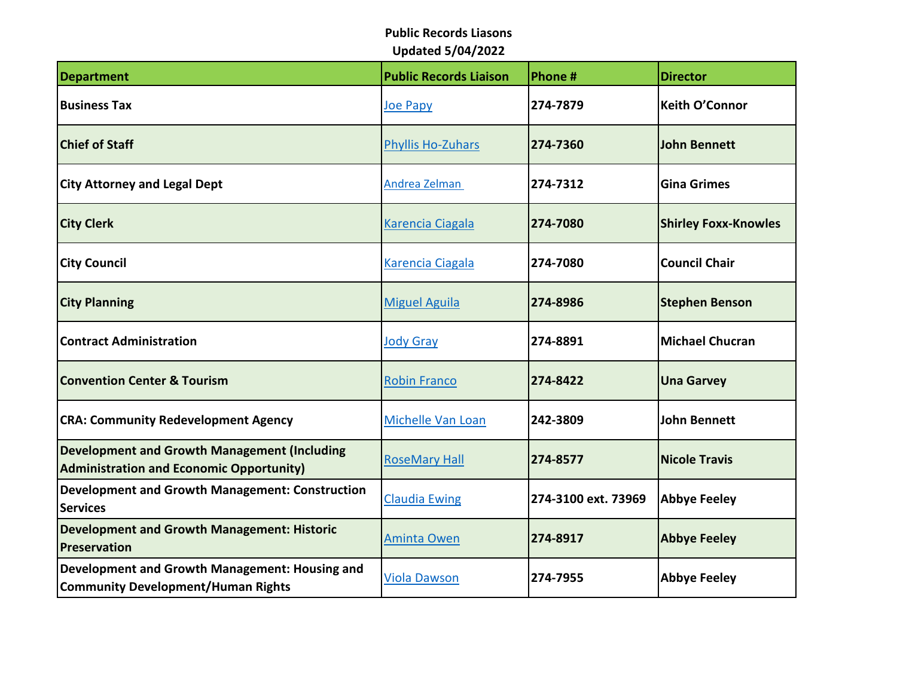**Public Records Liasons**
**Updated 5/04/2022**

| Department | Public Records Liaison | Phone # | Director |
|---|---|---|---|
| **Business Tax** | Joe Papy | **274-7879** | **Keith O'Connor** |
| **Chief of Staff** | Phyllis Ho-Zuhars | **274-7360** | **John Bennett** |
| **City Attorney and Legal Dept** | Andrea Zelman | **274-7312** | **Gina Grimes** |
| **City Clerk** | Karencia Ciagala | **274-7080** | **Shirley Foxx-Knowles** |
| **City Council** | Karencia Ciagala | **274-7080** | **Council Chair** |
| **City Planning** | Miguel Aguila | **274-8986** | **Stephen Benson** |
| **Contract Administration** | Jody Gray | **274-8891** | **Michael Chucran** |
| **Convention Center & Tourism** | Robin Franco | **274-8422** | **Una Garvey** |
| **CRA: Community Redevelopment Agency** | Michelle Van Loan | **242-3809** | **John Bennett** |
| **Development and Growth Management (Including Administration and Economic Opportunity)** | RoseMary Hall | **274-8577** | **Nicole Travis** |
| **Development and Growth Management: Construction Services** | Claudia Ewing | **274-3100 ext. 73969** | **Abbye Feeley** |
| **Development and Growth Management: Historic Preservation** | Aminta Owen | **274-8917** | **Abbye Feeley** |
| **Development and Growth Management: Housing and Community Development/Human Rights** | Viola Dawson | **274-7955** | **Abbye Feeley** |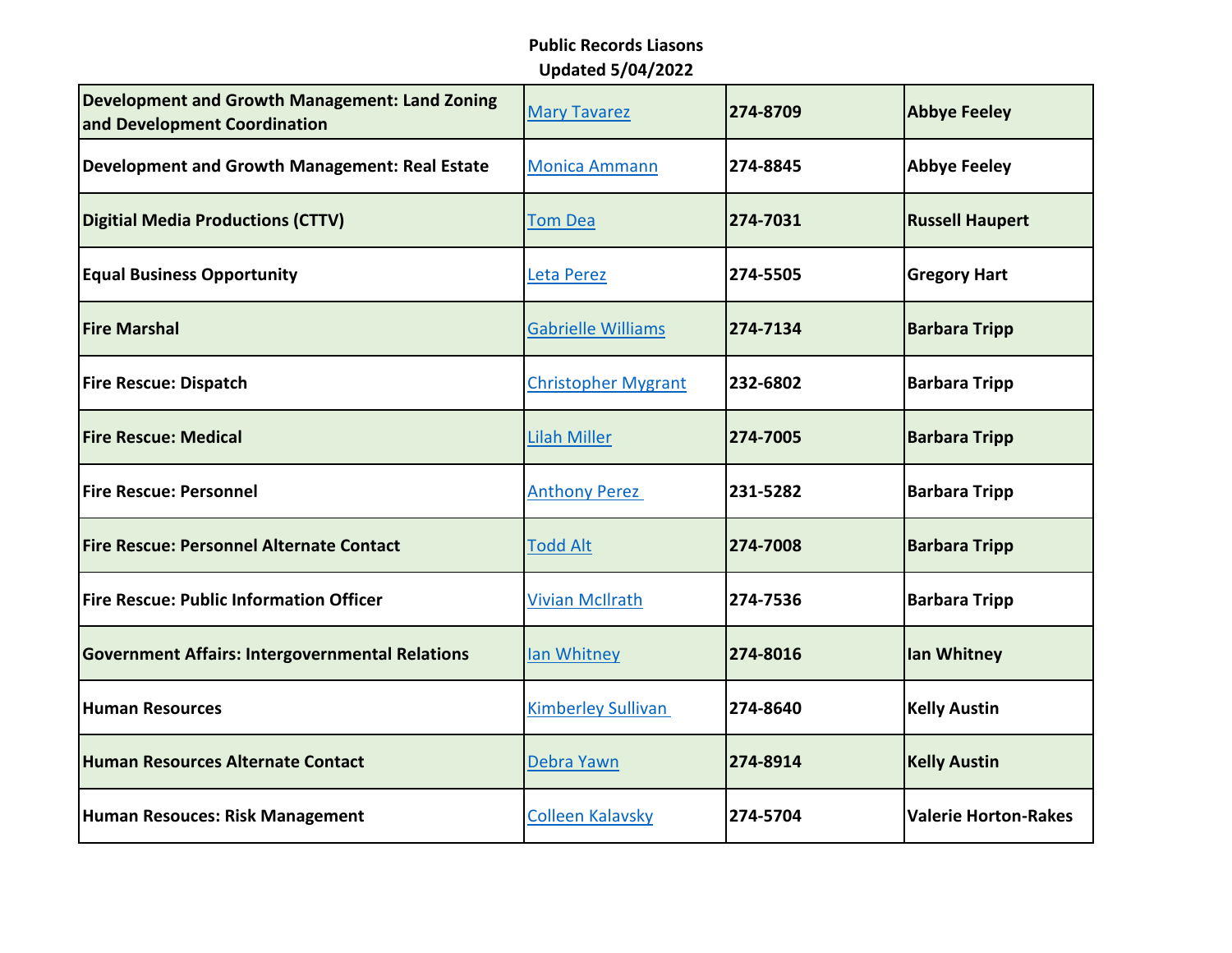**Public Records Liasons**
**Updated 5/04/2022**

| | | | |
|---|---|---|---|
| **Development and Growth Management: Land Zoning and Development Coordination** | Mary Tavarez | **274-8709** | **Abbye Feeley** |
| **Development and Growth Management: Real Estate** | Monica Ammann | **274-8845** | **Abbye Feeley** |
| **Digitial Media Productions (CTTV)** | Tom Dea | **274-7031** | **Russell Haupert** |
| **Equal Business Opportunity** | Leta Perez | **274-5505** | **Gregory Hart** |
| **Fire Marshal** | Gabrielle Williams | **274-7134** | **Barbara Tripp** |
| **Fire Rescue: Dispatch** | Christopher Mygrant | **232-6802** | **Barbara Tripp** |
| **Fire Rescue: Medical** | Lilah Miller | **274-7005** | **Barbara Tripp** |
| **Fire Rescue: Personnel** | Anthony Perez | **231-5282** | **Barbara Tripp** |
| **Fire Rescue: Personnel Alternate Contact** | Todd Alt | **274-7008** | **Barbara Tripp** |
| **Fire Rescue: Public Information Officer** | Vivian McIlrath | **274-7536** | **Barbara Tripp** |
| **Government Affairs: Intergovernmental Relations** | Ian Whitney | **274-8016** | **Ian Whitney** |
| **Human Resources** | Kimberley Sullivan | **274-8640** | **Kelly Austin** |
| **Human Resources Alternate Contact** | Debra Yawn | **274-8914** | **Kelly Austin** |
| **Human Resouces: Risk Management** | Colleen Kalavsky | **274-5704** | **Valerie Horton-Rakes** |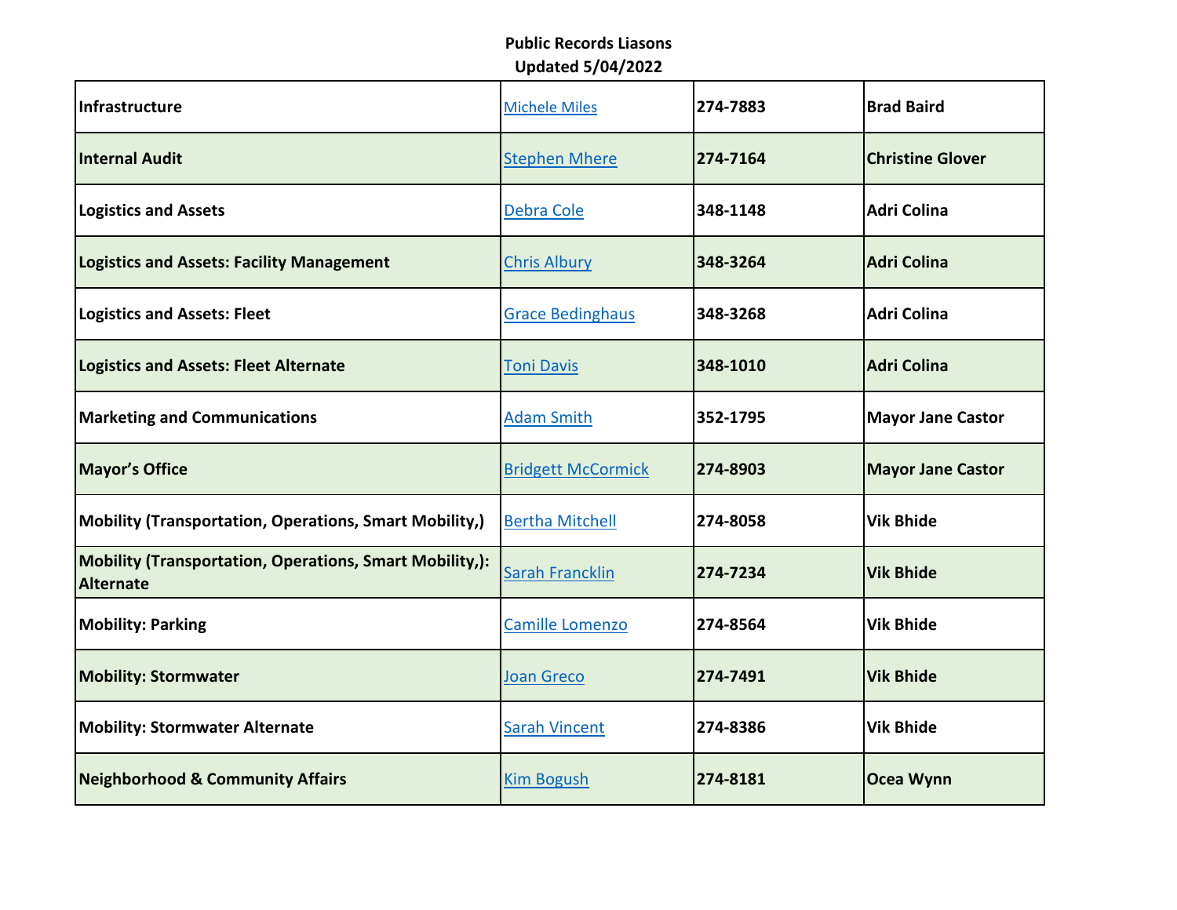**Public Records Liasons**
**Updated 5/04/2022**

| | | | |
|---|---|---|---|
| **Infrastructure** | Michele Miles | **274-7883** | **Brad Baird** |
| **Internal Audit** | Stephen Mhere | **274-7164** | **Christine Glover** |
| **Logistics and Assets** | Debra Cole | **348-1148** | **Adri Colina** |
| **Logistics and Assets: Facility Management** | Chris Albury | **348-3264** | **Adri Colina** |
| **Logistics and Assets: Fleet** | Grace Bedinghaus | **348-3268** | **Adri Colina** |
| **Logistics and Assets: Fleet Alternate** | Toni Davis | **348-1010** | **Adri Colina** |
| **Marketing and Communications** | Adam Smith | **352-1795** | **Mayor Jane Castor** |
| **Mayor's Office** | Bridgett McCormick | **274-8903** | **Mayor Jane Castor** |
| **Mobility (Transportation, Operations, Smart Mobility,)** | Bertha Mitchell | **274-8058** | **Vik Bhide** |
| **Mobility (Transportation, Operations, Smart Mobility,): Alternate** | Sarah Francklin | **274-7234** | **Vik Bhide** |
| **Mobility: Parking** | Camille Lomenzo | **274-8564** | **Vik Bhide** |
| **Mobility: Stormwater** | Joan Greco | **274-7491** | **Vik Bhide** |
| **Mobility: Stormwater Alternate** | Sarah Vincent | **274-8386** | **Vik Bhide** |
| **Neighborhood & Community Affairs** | Kim Bogush | **274-8181** | **Ocea Wynn** |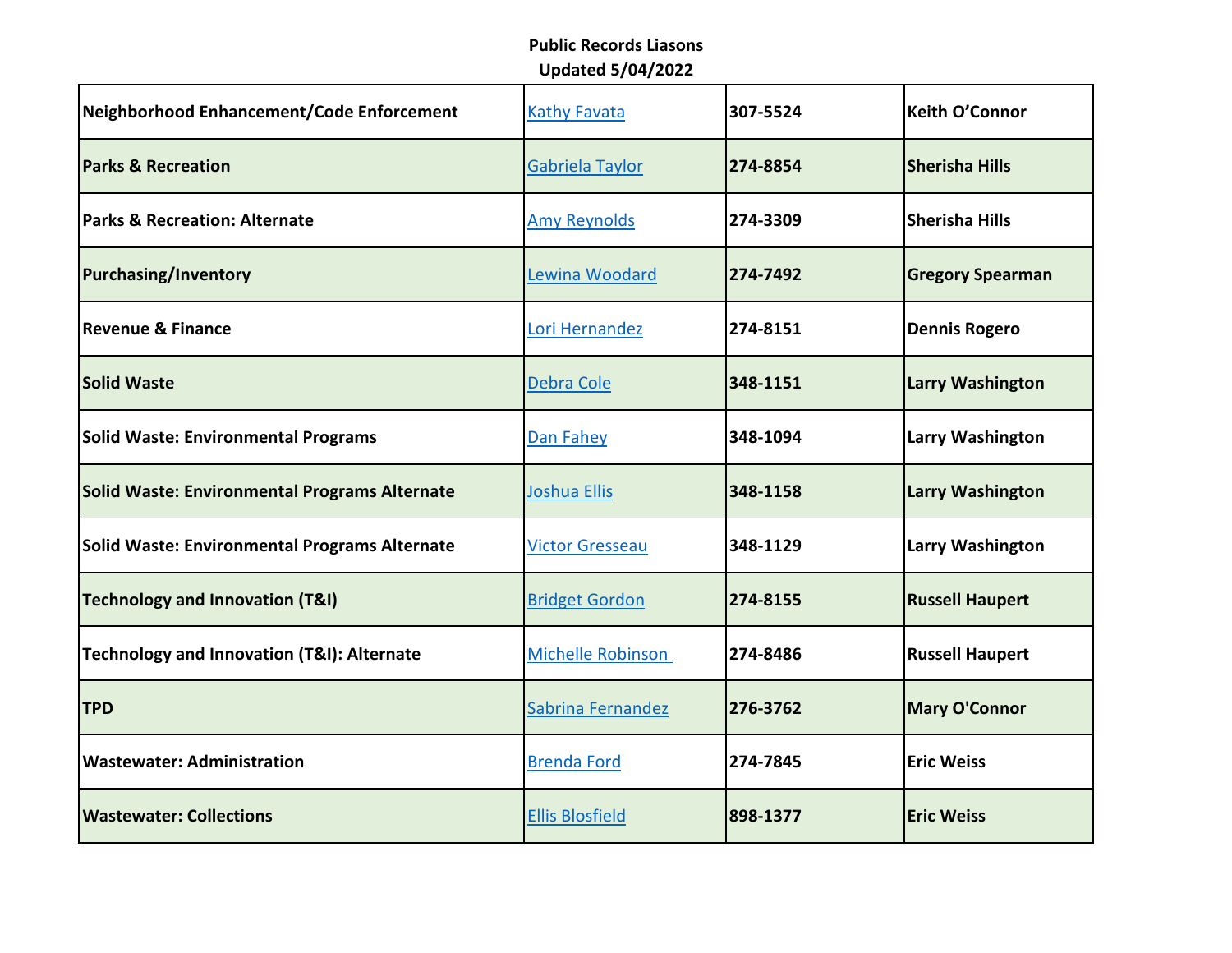**Public Records Liasons**
**Updated 5/04/2022**

| | | | |
|---|---|---|---|
| **Neighborhood Enhancement/Code Enforcement** | Kathy Favata | **307-5524** | **Keith O'Connor** |
| **Parks & Recreation** | Gabriela Taylor | **274-8854** | **Sherisha Hills** |
| **Parks & Recreation: Alternate** | Amy Reynolds | **274-3309** | **Sherisha Hills** |
| **Purchasing/Inventory** | Lewina Woodard | **274-7492** | **Gregory Spearman** |
| **Revenue & Finance** | Lori Hernandez | **274-8151** | **Dennis Rogero** |
| **Solid Waste** | Debra Cole | **348-1151** | **Larry Washington** |
| **Solid Waste: Environmental Programs** | Dan Fahey | **348-1094** | **Larry Washington** |
| **Solid Waste: Environmental Programs Alternate** | Joshua Ellis | **348-1158** | **Larry Washington** |
| **Solid Waste: Environmental Programs Alternate** | Victor Gresseau | **348-1129** | **Larry Washington** |
| **Technology and Innovation (T&I)** | Bridget Gordon | **274-8155** | **Russell Haupert** |
| **Technology and Innovation (T&I): Alternate** | Michelle Robinson | **274-8486** | **Russell Haupert** |
| **TPD** | Sabrina Fernandez | **276-3762** | **Mary O'Connor** |
| **Wastewater: Administration** | Brenda Ford | **274-7845** | **Eric Weiss** |
| **Wastewater: Collections** | Ellis Blosfield | **898-1377** | **Eric Weiss** |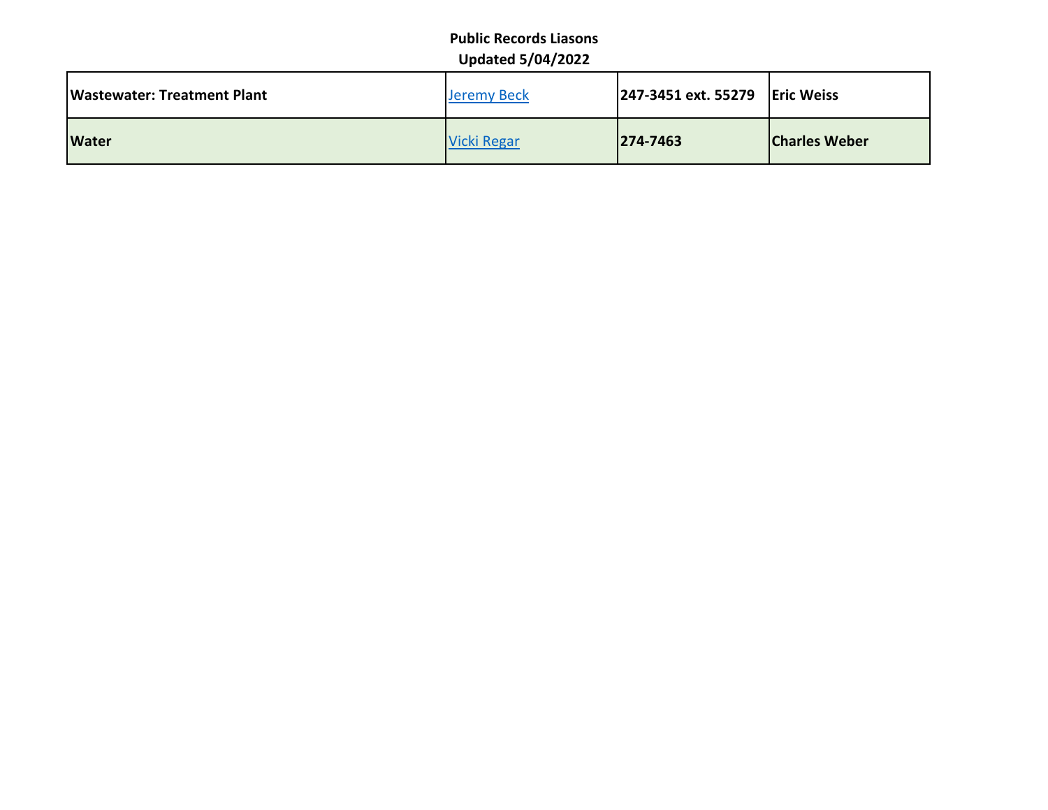**Public Records Liasons**
**Updated 5/04/2022**

| | | | |
|---|---|---|---|
| **Wastewater: Treatment Plant** | Jeremy Beck | **247-3451 ext. 55279** | **Eric Weiss** |
| **Water** | Vicki Regar | **274-7463** | **Charles Weber** |